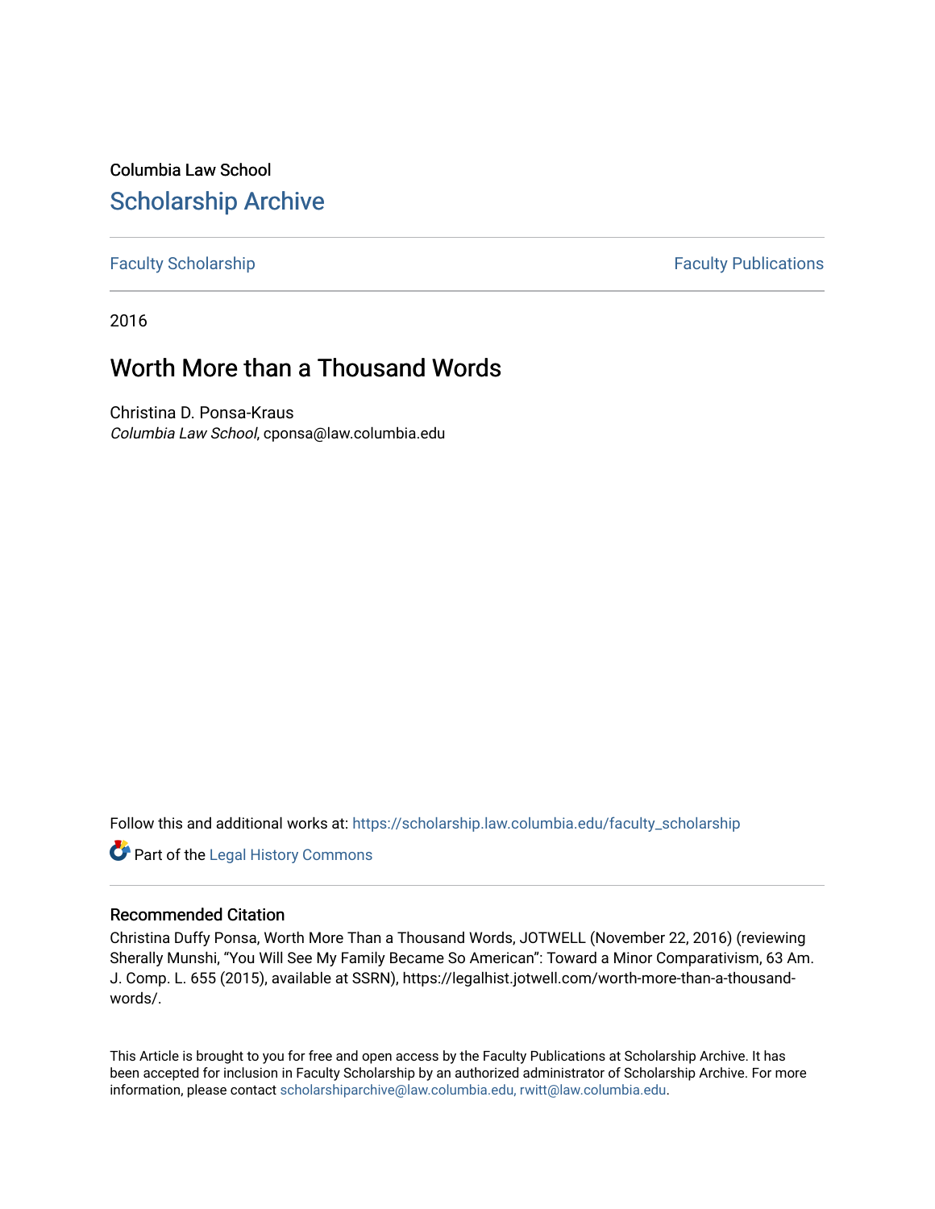Columbia Law School

## Scholarship Archive

Faculty Scholarship | Faculty Publications

2016

# Worth More than a Thousand Words

Christina D. Ponsa-Kraus
*Columbia Law School*, cponsa@law.columbia.edu

Follow this and additional works at: https://scholarship.law.columbia.edu/faculty_scholarship

Part of the Legal History Commons

### Recommended Citation

Christina Duffy Ponsa, Worth More Than a Thousand Words, JOTWELL (November 22, 2016) (reviewing Sherally Munshi, "You Will See My Family Became So American": Toward a Minor Comparativism, 63 Am. J. Comp. L. 655 (2015), available at SSRN), https://legalhist.jotwell.com/worth-more-than-a-thousand-words/.

This Article is brought to you for free and open access by the Faculty Publications at Scholarship Archive. It has been accepted for inclusion in Faculty Scholarship by an authorized administrator of Scholarship Archive. For more information, please contact scholarshiparchive@law.columbia.edu, rwitt@law.columbia.edu.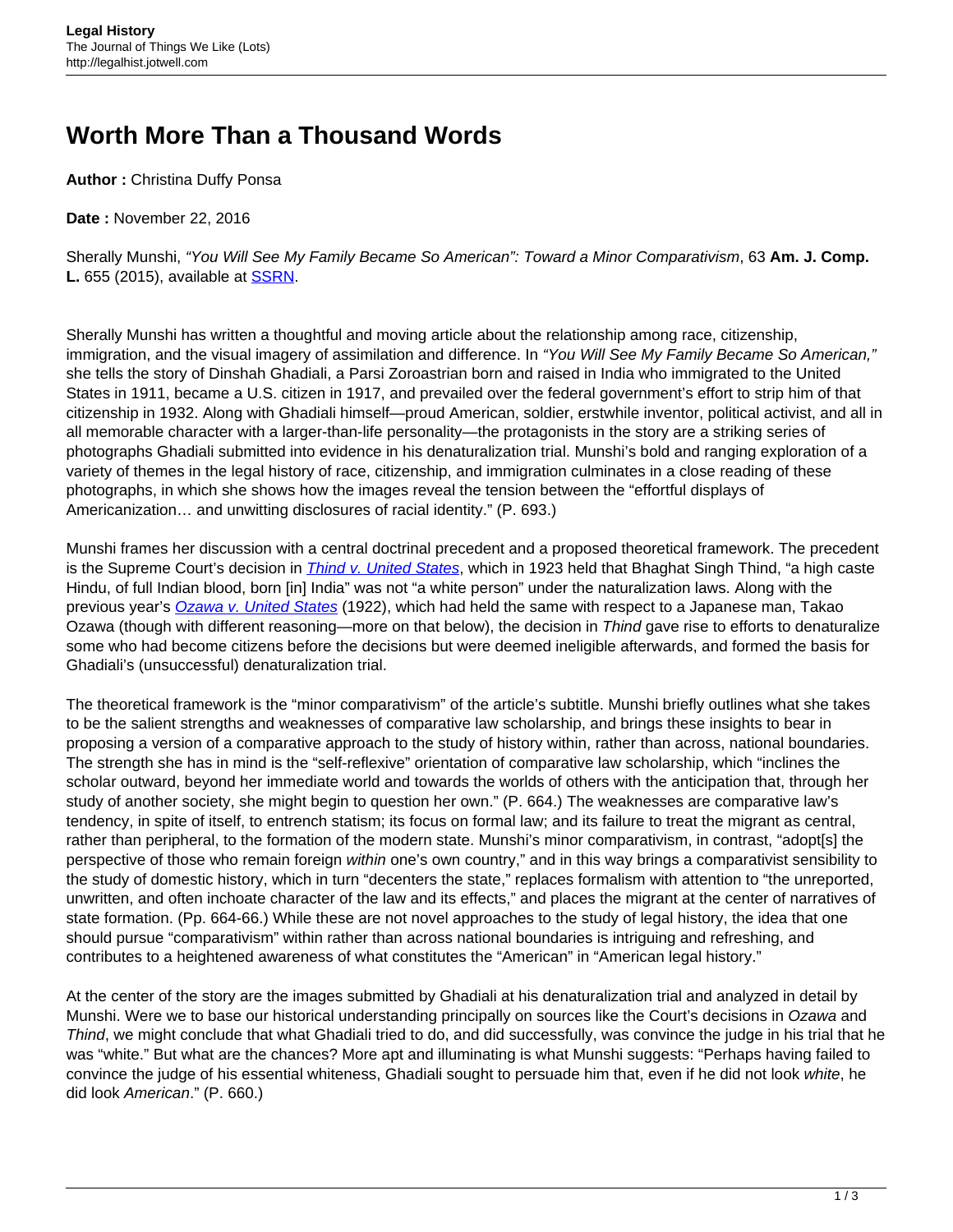# Worth More Than a Thousand Words

**Author :** Christina Duffy Ponsa

**Date :** November 22, 2016

Sherally Munshi, *"You Will See My Family Became So American": Toward a Minor Comparativism*, 63 **Am. J. Comp. L.** 655 (2015), available at [SSRN](SSRN).

Sherally Munshi has written a thoughtful and moving article about the relationship among race, citizenship, immigration, and the visual imagery of assimilation and difference. In *"You Will See My Family Became So American,"* she tells the story of Dinshah Ghadiali, a Parsi Zoroastrian born and raised in India who immigrated to the United States in 1911, became a U.S. citizen in 1917, and prevailed over the federal government's effort to strip him of that citizenship in 1932. Along with Ghadiali himself—proud American, soldier, erstwhile inventor, political activist, and all in all memorable character with a larger-than-life personality—the protagonists in the story are a striking series of photographs Ghadiali submitted into evidence in his denaturalization trial. Munshi's bold and ranging exploration of a variety of themes in the legal history of race, citizenship, and immigration culminates in a close reading of these photographs, in which she shows how the images reveal the tension between the "effortful displays of Americanization… and unwitting disclosures of racial identity." (P. 693.)

Munshi frames her discussion with a central doctrinal precedent and a proposed theoretical framework. The precedent is the Supreme Court's decision in *Thind v. United States*, which in 1923 held that Bhaghat Singh Thind, "a high caste Hindu, of full Indian blood, born [in] India" was not "a white person" under the naturalization laws. Along with the previous year's *Ozawa v. United States* (1922), which had held the same with respect to a Japanese man, Takao Ozawa (though with different reasoning—more on that below), the decision in *Thind* gave rise to efforts to denaturalize some who had become citizens before the decisions but were deemed ineligible afterwards, and formed the basis for Ghadiali's (unsuccessful) denaturalization trial.

The theoretical framework is the "minor comparativism" of the article's subtitle. Munshi briefly outlines what she takes to be the salient strengths and weaknesses of comparative law scholarship, and brings these insights to bear in proposing a version of a comparative approach to the study of history within, rather than across, national boundaries. The strength she has in mind is the "self-reflexive" orientation of comparative law scholarship, which "inclines the scholar outward, beyond her immediate world and towards the worlds of others with the anticipation that, through her study of another society, she might begin to question her own." (P. 664.) The weaknesses are comparative law's tendency, in spite of itself, to entrench statism; its focus on formal law; and its failure to treat the migrant as central, rather than peripheral, to the formation of the modern state. Munshi's minor comparativism, in contrast, "adopt[s] the perspective of those who remain foreign *within* one's own country," and in this way brings a comparativist sensibility to the study of domestic history, which in turn "decenters the state," replaces formalism with attention to "the unreported, unwritten, and often inchoate character of the law and its effects," and places the migrant at the center of narratives of state formation. (Pp. 664-66.) While these are not novel approaches to the study of legal history, the idea that one should pursue "comparativism" within rather than across national boundaries is intriguing and refreshing, and contributes to a heightened awareness of what constitutes the "American" in "American legal history."

At the center of the story are the images submitted by Ghadiali at his denaturalization trial and analyzed in detail by Munshi. Were we to base our historical understanding principally on sources like the Court's decisions in *Ozawa* and *Thind*, we might conclude that what Ghadiali tried to do, and did successfully, was convince the judge in his trial that he was "white." But what are the chances? More apt and illuminating is what Munshi suggests: "Perhaps having failed to convince the judge of his essential whiteness, Ghadiali sought to persuade him that, even if he did not look *white*, he did look *American*." (P. 660.)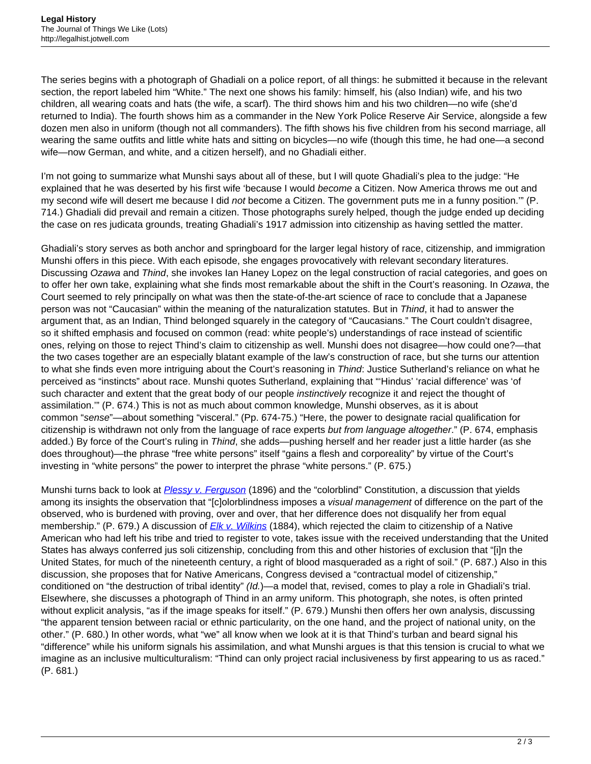The series begins with a photograph of Ghadiali on a police report, of all things: he submitted it because in the relevant section, the report labeled him "White." The next one shows his family: himself, his (also Indian) wife, and his two children, all wearing coats and hats (the wife, a scarf). The third shows him and his two children—no wife (she'd returned to India). The fourth shows him as a commander in the New York Police Reserve Air Service, alongside a few dozen men also in uniform (though not all commanders). The fifth shows his five children from his second marriage, all wearing the same outfits and little white hats and sitting on bicycles—no wife (though this time, he had one—a second wife—now German, and white, and a citizen herself), and no Ghadiali either.

I'm not going to summarize what Munshi says about all of these, but I will quote Ghadiali's plea to the judge: "He explained that he was deserted by his first wife 'because I would *become* a Citizen. Now America throws me out and my second wife will desert me because I did *not* become a Citizen. The government puts me in a funny position.'" (P. 714.) Ghadiali did prevail and remain a citizen. Those photographs surely helped, though the judge ended up deciding the case on res judicata grounds, treating Ghadiali's 1917 admission into citizenship as having settled the matter.

Ghadiali's story serves as both anchor and springboard for the larger legal history of race, citizenship, and immigration Munshi offers in this piece. With each episode, she engages provocatively with relevant secondary literatures. Discussing *Ozawa* and *Thind*, she invokes Ian Haney Lopez on the legal construction of racial categories, and goes on to offer her own take, explaining what she finds most remarkable about the shift in the Court's reasoning. In *Ozawa*, the Court seemed to rely principally on what was then the state-of-the-art science of race to conclude that a Japanese person was not "Caucasian" within the meaning of the naturalization statutes. But in *Thind*, it had to answer the argument that, as an Indian, Thind belonged squarely in the category of "Caucasians." The Court couldn't disagree, so it shifted emphasis and focused on common (read: white people's) understandings of race instead of scientific ones, relying on those to reject Thind's claim to citizenship as well. Munshi does not disagree—how could one?—that the two cases together are an especially blatant example of the law's construction of race, but she turns our attention to what she finds even more intriguing about the Court's reasoning in *Thind*: Justice Sutherland's reliance on what he perceived as "instincts" about race. Munshi quotes Sutherland, explaining that "'Hindus' 'racial difference' was 'of such character and extent that the great body of our people *instinctively* recognize it and reject the thought of assimilation.'" (P. 674.) This is not as much about common knowledge, Munshi observes, as it is about common "*sense*"—about something "visceral." (Pp. 674-75.) "Here, the power to designate racial qualification for citizenship is withdrawn not only from the language of race experts *but from language altogether*." (P. 674, emphasis added.) By force of the Court's ruling in *Thind*, she adds—pushing herself and her reader just a little harder (as she does throughout)—the phrase "free white persons" itself "gains a flesh and corporeality" by virtue of the Court's investing in "white persons" the power to interpret the phrase "white persons." (P. 675.)

Munshi turns back to look at [Plessy v. Ferguson](#) (1896) and the "colorblind" Constitution, a discussion that yields among its insights the observation that "[c]olorblindness imposes a *visual management* of difference on the part of the observed, who is burdened with proving, over and over, that her difference does not disqualify her from equal membership." (P. 679.) A discussion of [Elk v. Wilkins](#) (1884), which rejected the claim to citizenship of a Native American who had left his tribe and tried to register to vote, takes issue with the received understanding that the United States has always conferred jus soli citizenship, concluding from this and other histories of exclusion that "[i]n the United States, for much of the nineteenth century, a right of blood masqueraded as a right of soil." (P. 687.) Also in this discussion, she proposes that for Native Americans, Congress devised a "contractual model of citizenship," conditioned on "the destruction of tribal identity" *(Id.)*—a model that, revised, comes to play a role in Ghadiali's trial. Elsewhere, she discusses a photograph of Thind in an army uniform. This photograph, she notes, is often printed without explicit analysis, "as if the image speaks for itself." (P. 679.) Munshi then offers her own analysis, discussing "the apparent tension between racial or ethnic particularity, on the one hand, and the project of national unity, on the other." (P. 680.) In other words, what "we" all know when we look at it is that Thind's turban and beard signal his "difference" while his uniform signals his assimilation, and what Munshi argues is that this tension is crucial to what we imagine as an inclusive multiculturalism: "Thind can only project racial inclusiveness by first appearing to us as raced." (P. 681.)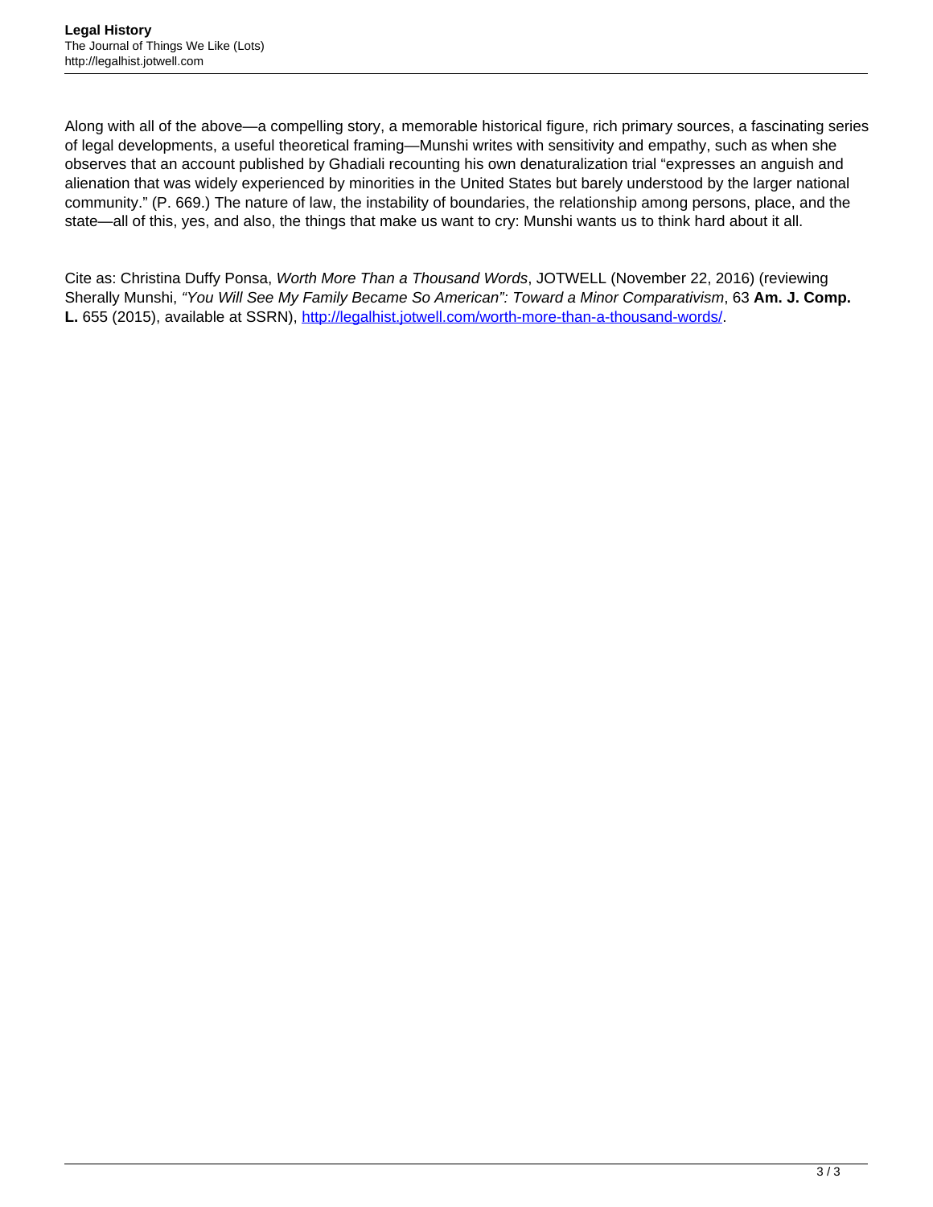Along with all of the above—a compelling story, a memorable historical figure, rich primary sources, a fascinating series of legal developments, a useful theoretical framing—Munshi writes with sensitivity and empathy, such as when she observes that an account published by Ghadiali recounting his own denaturalization trial "expresses an anguish and alienation that was widely experienced by minorities in the United States but barely understood by the larger national community." (P. 669.) The nature of law, the instability of boundaries, the relationship among persons, place, and the state—all of this, yes, and also, the things that make us want to cry: Munshi wants us to think hard about it all.

Cite as: Christina Duffy Ponsa, *Worth More Than a Thousand Words*, JOTWELL (November 22, 2016) (reviewing Sherally Munshi, *"You Will See My Family Became So American": Toward a Minor Comparativism*, 63 **Am. J. Comp. L.** 655 (2015), available at SSRN), [http://legalhist.jotwell.com/worth-more-than-a-thousand-words/](http://legalhist.jotwell.com/worth-more-than-a-thousand-words/).